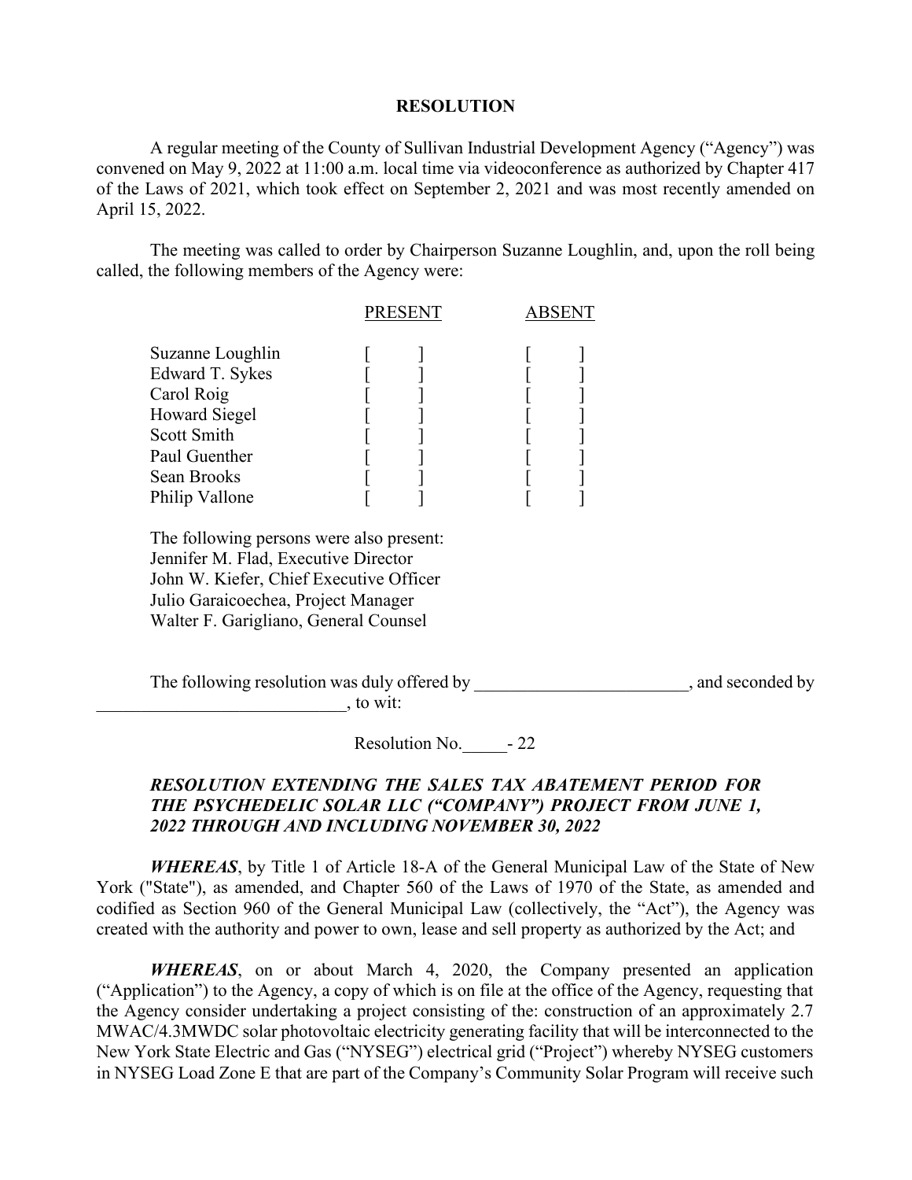# RESOLUTION

A regular meeting of the County of Sullivan Industrial Development Agency ("Agency") was convened on May 9, 2022 at 11:00 a.m. local time via videoconference as authorized by Chapter 417 of the Laws of 2021, which took effect on September 2, 2021 and was most recently amended on April 15, 2022.

The meeting was called to order by Chairperson Suzanne Loughlin, and, upon the roll being called, the following members of the Agency were:

| | PRESENT | ABSENT |
|---|---|---|
| Suzanne Loughlin | [ ] | [ ] |
| Edward T. Sykes | [ ] | [ ] |
| Carol Roig | [ ] | [ ] |
| Howard Siegel | [ ] | [ ] |
| Scott Smith | [ ] | [ ] |
| Paul Guenther | [ ] | [ ] |
| Sean Brooks | [ ] | [ ] |
| Philip Vallone | [ ] | [ ] |

The following persons were also present:
Jennifer M. Flad, Executive Director
John W. Kiefer, Chief Executive Officer
Julio Garaicoechea, Project Manager
Walter F. Garigliano, General Counsel

The following resolution was duly offered by ________________________, and seconded by ____________________________, to wit:

Resolution No._____- 22

***RESOLUTION EXTENDING THE SALES TAX ABATEMENT PERIOD FOR THE PSYCHEDELIC SOLAR LLC ("COMPANY") PROJECT FROM JUNE 1, 2022 THROUGH AND INCLUDING NOVEMBER 30, 2022***

***WHEREAS***, by Title 1 of Article 18-A of the General Municipal Law of the State of New York ("State"), as amended, and Chapter 560 of the Laws of 1970 of the State, as amended and codified as Section 960 of the General Municipal Law (collectively, the "Act"), the Agency was created with the authority and power to own, lease and sell property as authorized by the Act; and

***WHEREAS***, on or about March 4, 2020, the Company presented an application ("Application") to the Agency, a copy of which is on file at the office of the Agency, requesting that the Agency consider undertaking a project consisting of the: construction of an approximately 2.7 MWAC/4.3MWDC solar photovoltaic electricity generating facility that will be interconnected to the New York State Electric and Gas ("NYSEG") electrical grid ("Project") whereby NYSEG customers in NYSEG Load Zone E that are part of the Company's Community Solar Program will receive such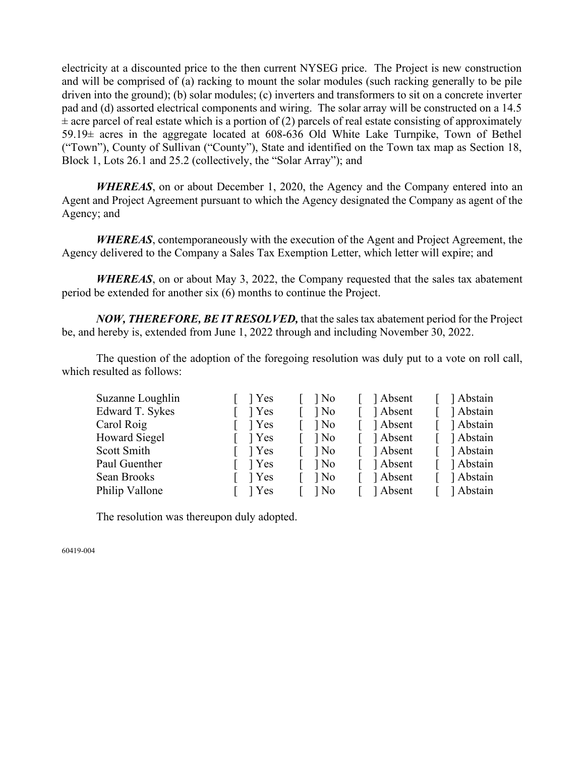electricity at a discounted price to the then current NYSEG price. The Project is new construction and will be comprised of (a) racking to mount the solar modules (such racking generally to be pile driven into the ground); (b) solar modules; (c) inverters and transformers to sit on a concrete inverter pad and (d) assorted electrical components and wiring. The solar array will be constructed on a 14.5 ± acre parcel of real estate which is a portion of (2) parcels of real estate consisting of approximately 59.19± acres in the aggregate located at 608-636 Old White Lake Turnpike, Town of Bethel ("Town"), County of Sullivan ("County"), State and identified on the Town tax map as Section 18, Block 1, Lots 26.1 and 25.2 (collectively, the "Solar Array"); and

***WHEREAS***, on or about December 1, 2020, the Agency and the Company entered into an Agent and Project Agreement pursuant to which the Agency designated the Company as agent of the Agency; and

***WHEREAS***, contemporaneously with the execution of the Agent and Project Agreement, the Agency delivered to the Company a Sales Tax Exemption Letter, which letter will expire; and

***WHEREAS***, on or about May 3, 2022, the Company requested that the sales tax abatement period be extended for another six (6) months to continue the Project.

***NOW, THEREFORE, BE IT RESOLVED,*** that the sales tax abatement period for the Project be, and hereby is, extended from June 1, 2022 through and including November 30, 2022.

The question of the adoption of the foregoing resolution was duly put to a vote on roll call, which resulted as follows:

| | | | | |
|---|---|---|---|---|
| Suzanne Loughlin | [ ] Yes | [ ] No | [ ] Absent | [ ] Abstain |
| Edward T. Sykes | [ ] Yes | [ ] No | [ ] Absent | [ ] Abstain |
| Carol Roig | [ ] Yes | [ ] No | [ ] Absent | [ ] Abstain |
| Howard Siegel | [ ] Yes | [ ] No | [ ] Absent | [ ] Abstain |
| Scott Smith | [ ] Yes | [ ] No | [ ] Absent | [ ] Abstain |
| Paul Guenther | [ ] Yes | [ ] No | [ ] Absent | [ ] Abstain |
| Sean Brooks | [ ] Yes | [ ] No | [ ] Absent | [ ] Abstain |
| Philip Vallone | [ ] Yes | [ ] No | [ ] Absent | [ ] Abstain |

The resolution was thereupon duly adopted.

60419-004